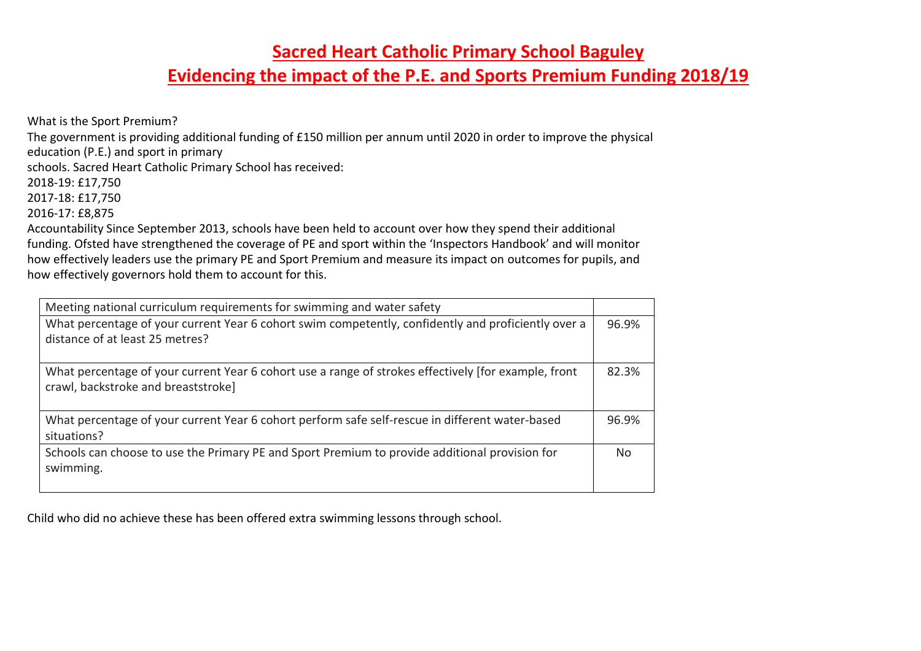# Sacred Heart Catholic Primary School Baguley

## Evidencing the impact of the P.E. and Sports Premium Funding 2018/19

What is the Sport Premium?

The government is providing additional funding of £150 million per annum until 2020 in order to improve the physical education (P.E.) and sport in primary schools. Sacred Heart Catholic Primary School has received:

2018-19: £17,750
2017-18: £17,750
2016-17: £8,875

Accountability Since September 2013, schools have been held to account over how they spend their additional funding. Ofsted have strengthened the coverage of PE and sport within the 'Inspectors Handbook' and will monitor how effectively leaders use the primary PE and Sport Premium and measure its impact on outcomes for pupils, and how effectively governors hold them to account for this.

| Meeting national curriculum requirements for swimming and water safety | |
|---|---|
| What percentage of your current Year 6 cohort swim competently, confidently and proficiently over a distance of at least 25 metres? | 96.9% |
| What percentage of your current Year 6 cohort use a range of strokes effectively [for example, front crawl, backstroke and breaststroke] | 82.3% |
| What percentage of your current Year 6 cohort perform safe self-rescue in different water-based situations? | 96.9% |
| Schools can choose to use the Primary PE and Sport Premium to provide additional provision for swimming. | No |

Child who did no achieve these has been offered extra swimming lessons through school.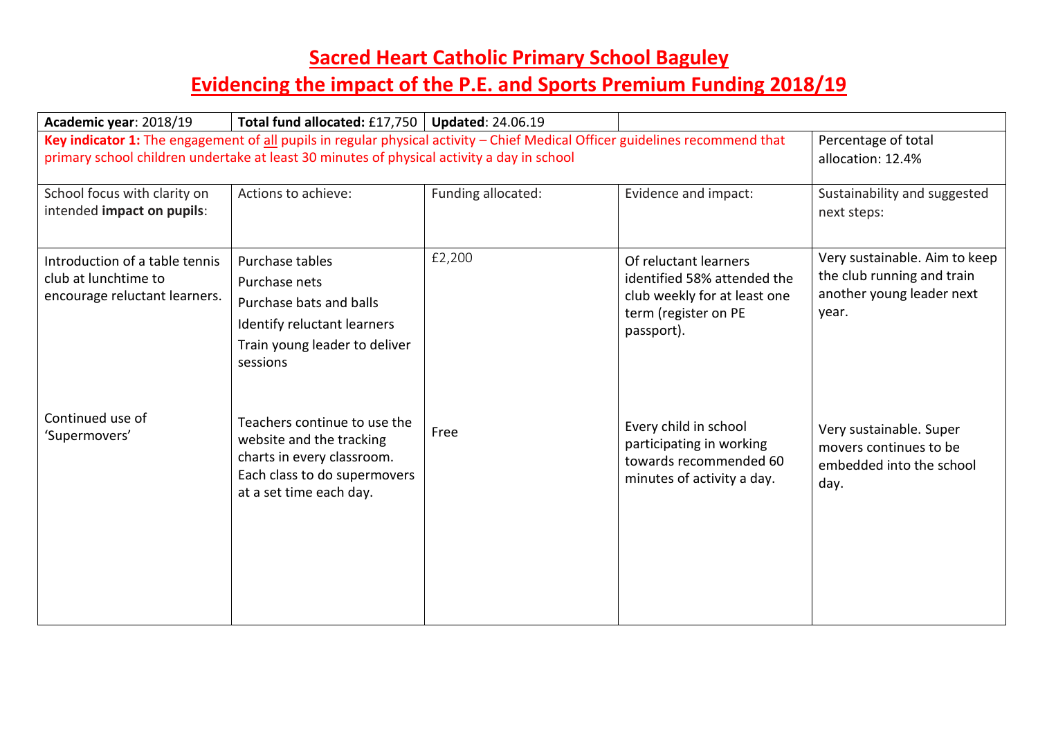# Sacred Heart Catholic Primary School Baguley

# Evidencing the impact of the P.E. and Sports Premium Funding 2018/19

| **Academic year**: 2018/19 | **Total fund allocated:** £17,750 | **Updated**: 24.06.19 | | |
|---|---|---|---|---|
| **Key indicator 1:** The engagement of all pupils in regular physical activity – Chief Medical Officer guidelines recommend that primary school children undertake at least 30 minutes of physical activity a day in school | | | | Percentage of total allocation: 12.4% |
| School focus with clarity on intended **impact on pupils**: | Actions to achieve: | Funding allocated: | Evidence and impact: | Sustainability and suggested next steps: |
| Introduction of a table tennis club at lunchtime to encourage reluctant learners. | Purchase tables<br>Purchase nets<br>Purchase bats and balls<br>Identify reluctant learners<br>Train young leader to deliver sessions | £2,200 | Of reluctant learners identified 58% attended the club weekly for at least one term (register on PE passport). | Very sustainable. Aim to keep the club running and train another young leader next year. |
| Continued use of 'Supermovers' | Teachers continue to use the website and the tracking charts in every classroom. Each class to do supermovers at a set time each day. | Free | Every child in school participating in working towards recommended 60 minutes of activity a day. | Very sustainable. Super movers continues to be embedded into the school day. |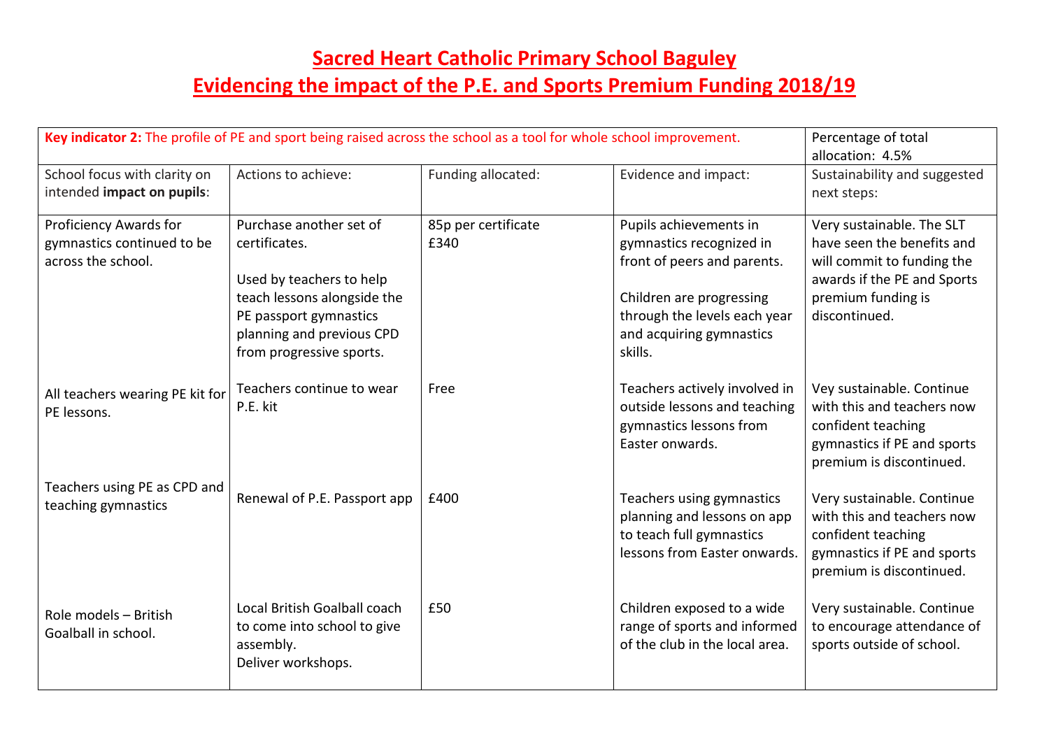# Sacred Heart Catholic Primary School Baguley

# Evidencing the impact of the P.E. and Sports Premium Funding 2018/19

| **Key indicator 2:** The profile of PE and sport being raised across the school as a tool for whole school improvement. | | | | Percentage of total allocation: 4.5% |
|---|---|---|---|---|
| School focus with clarity on intended **impact on pupils**: | Actions to achieve: | Funding allocated: | Evidence and impact: | Sustainability and suggested next steps: |
| Proficiency Awards for gymnastics continued to be across the school. | Purchase another set of certificates.<br><br>Used by teachers to help teach lessons alongside the PE passport gymnastics planning and previous CPD from progressive sports. | 85p per certificate<br>£340 | Pupils achievements in gymnastics recognized in front of peers and parents.<br><br>Children are progressing through the levels each year and acquiring gymnastics skills. | Very sustainable. The SLT have seen the benefits and will commit to funding the awards if the PE and Sports premium funding is discontinued. |
| All teachers wearing PE kit for PE lessons. | Teachers continue to wear P.E. kit | Free | Teachers actively involved in outside lessons and teaching gymnastics lessons from Easter onwards. | Vey sustainable. Continue with this and teachers now confident teaching gymnastics if PE and sports premium is discontinued. |
| Teachers using PE as CPD and teaching gymnastics | Renewal of P.E. Passport app | £400 | Teachers using gymnastics planning and lessons on app to teach full gymnastics lessons from Easter onwards. | Very sustainable. Continue with this and teachers now confident teaching gymnastics if PE and sports premium is discontinued. |
| Role models – British Goalball in school. | Local British Goalball coach to come into school to give assembly.<br>Deliver workshops. | £50 | Children exposed to a wide range of sports and informed of the club in the local area. | Very sustainable. Continue to encourage attendance of sports outside of school. |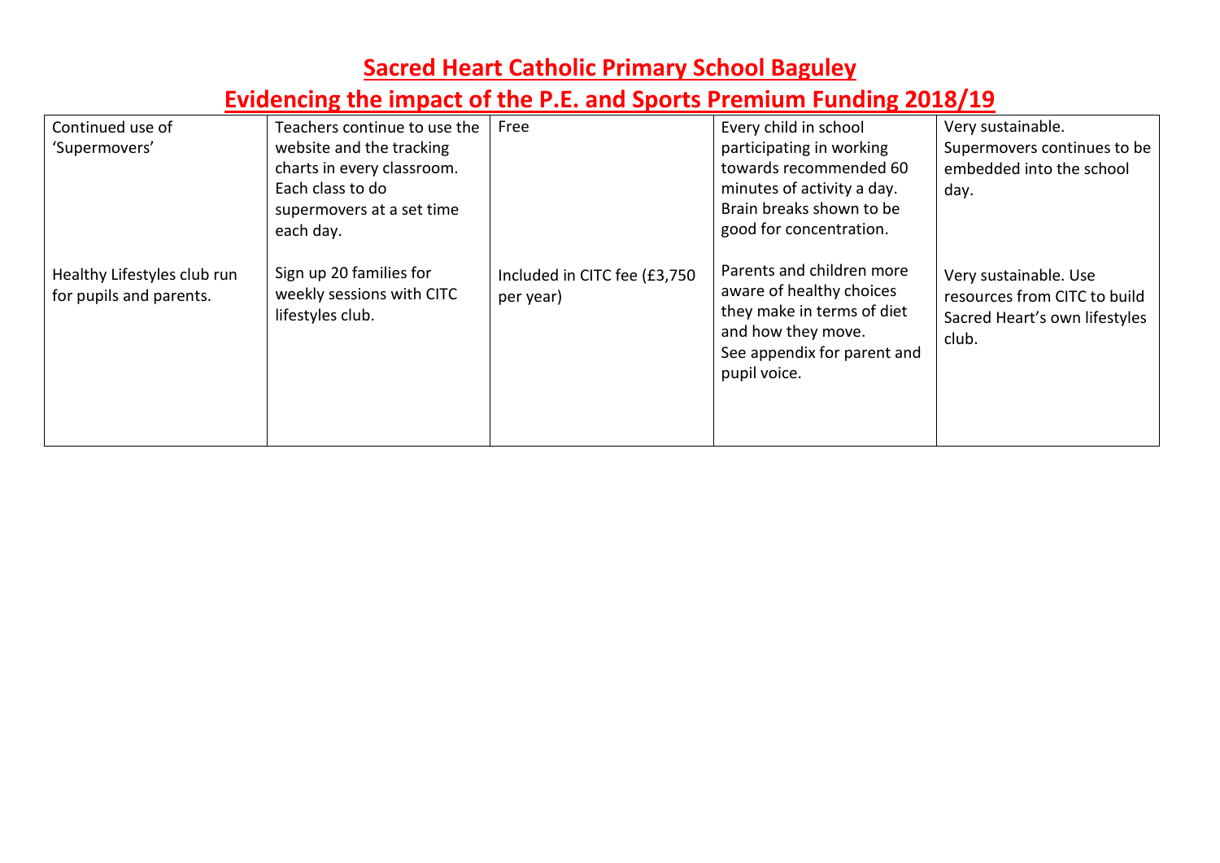# Sacred Heart Catholic Primary School Baguley

## Evidencing the impact of the P.E. and Sports Premium Funding 2018/19

| | | | | |
|---|---|---|---|---|
| Continued use of 'Supermovers' | Teachers continue to use the website and the tracking charts in every classroom. Each class to do supermovers at a set time each day. | Free | Every child in school participating in working towards recommended 60 minutes of activity a day. Brain breaks shown to be good for concentration. | Very sustainable. Supermovers continues to be embedded into the school day. |
| Healthy Lifestyles club run for pupils and parents. | Sign up 20 families for weekly sessions with CITC lifestyles club. | Included in CITC fee (£3,750 per year) | Parents and children more aware of healthy choices they make in terms of diet and how they move. See appendix for parent and pupil voice. | Very sustainable. Use resources from CITC to build Sacred Heart's own lifestyles club. |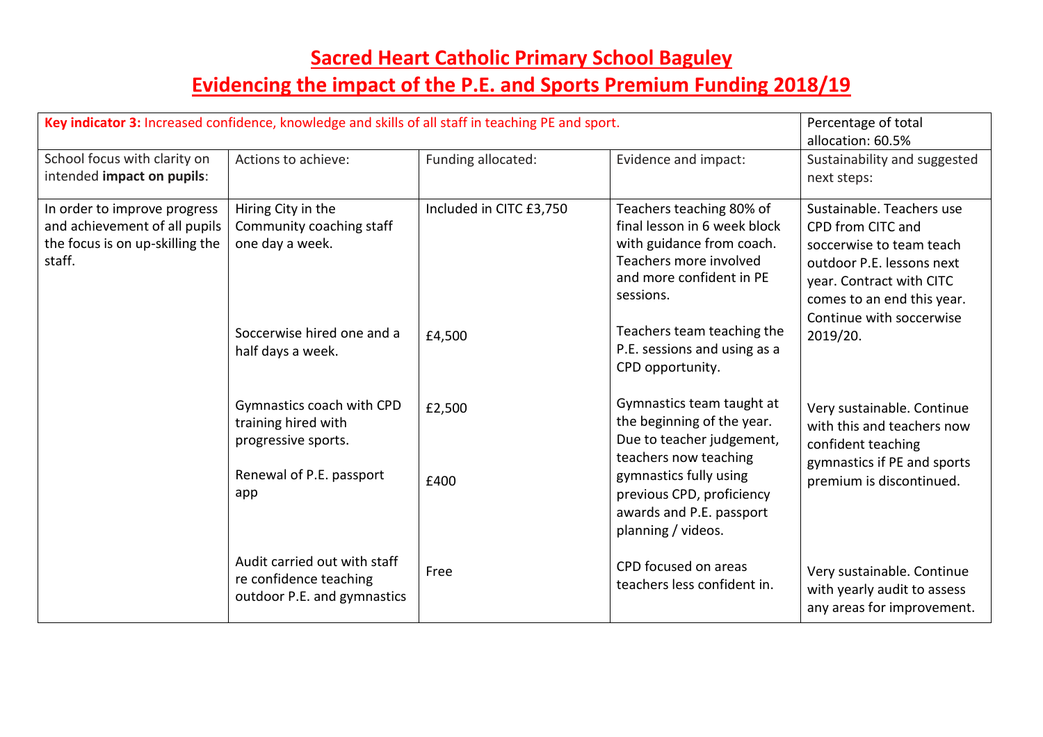# Sacred Heart Catholic Primary School Baguley

# Evidencing the impact of the P.E. and Sports Premium Funding 2018/19

| **Key indicator 3:** Increased confidence, knowledge and skills of all staff in teaching PE and sport. | | | | Percentage of total allocation: 60.5% |
|---|---|---|---|---|
| School focus with clarity on intended **impact on pupils**: | Actions to achieve: | Funding allocated: | Evidence and impact: | Sustainability and suggested next steps: |
| In order to improve progress and achievement of all pupils the focus is on up-skilling the staff. | Hiring City in the Community coaching staff one day a week. | Included in CITC £3,750 | Teachers teaching 80% of final lesson in 6 week block with guidance from coach. Teachers more involved and more confident in PE sessions. | Sustainable. Teachers use CPD from CITC and soccerwise to team teach outdoor P.E. lessons next year. Contract with CITC comes to an end this year. Continue with soccerwise 2019/20. |
| | Soccerwise hired one and a half days a week. | £4,500 | Teachers team teaching the P.E. sessions and using as a CPD opportunity. | |
| | Gymnastics coach with CPD training hired with progressive sports. | £2,500 | Gymnastics team taught at the beginning of the year. Due to teacher judgement, teachers now teaching gymnastics fully using previous CPD, proficiency awards and P.E. passport planning / videos. | Very sustainable. Continue with this and teachers now confident teaching gymnastics if PE and sports premium is discontinued. |
| | Renewal of P.E. passport app | £400 | | |
| | Audit carried out with staff re confidence teaching outdoor P.E. and gymnastics | Free | CPD focused on areas teachers less confident in. | Very sustainable. Continue with yearly audit to assess any areas for improvement. |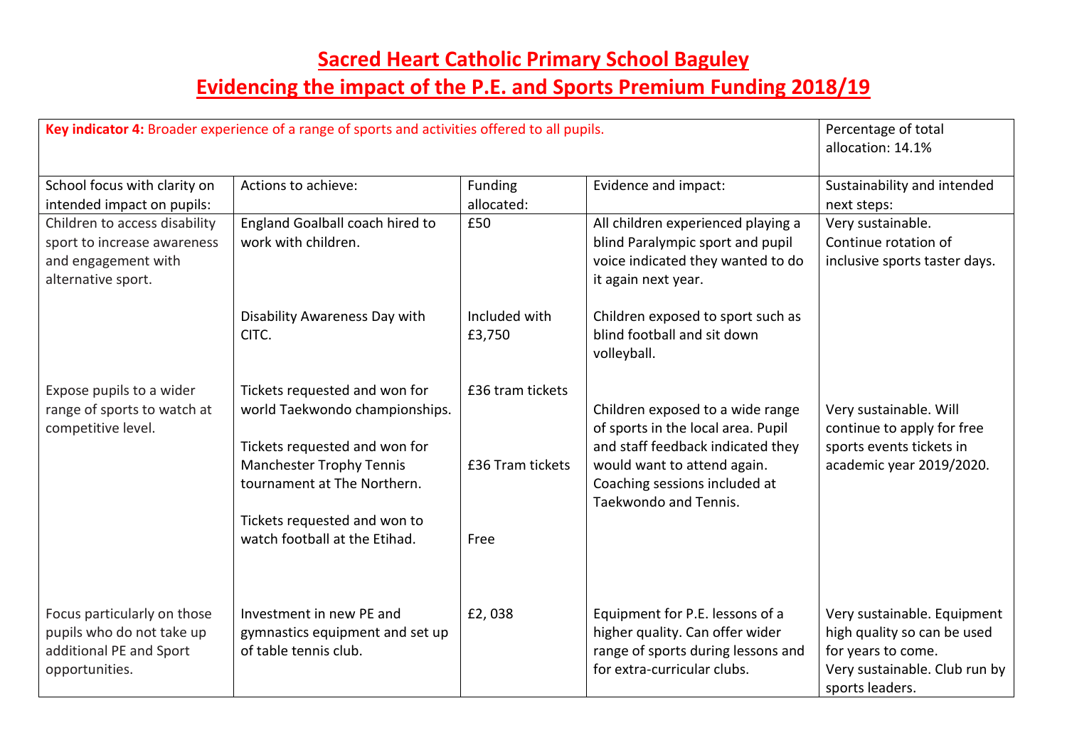# Sacred Heart Catholic Primary School Baguley

# Evidencing the impact of the P.E. and Sports Premium Funding 2018/19

| **Key indicator 4:** Broader experience of a range of sports and activities offered to all pupils. | | | | Percentage of total allocation: 14.1% |
|---|---|---|---|---|
| School focus with clarity on intended impact on pupils: | Actions to achieve: | Funding allocated: | Evidence and impact: | Sustainability and intended next steps: |
| Children to access disability sport to increase awareness and engagement with alternative sport. | England Goalball coach hired to work with children.<br><br>Disability Awareness Day with CITC. | £50<br><br>Included with £3,750 | All children experienced playing a blind Paralympic sport and pupil voice indicated they wanted to do it again next year.<br><br>Children exposed to sport such as blind football and sit down volleyball. | Very sustainable. Continue rotation of inclusive sports taster days. |
| Expose pupils to a wider range of sports to watch at competitive level. | Tickets requested and won for world Taekwondo championships.<br><br>Tickets requested and won for Manchester Trophy Tennis tournament at The Northern.<br><br>Tickets requested and won to watch football at the Etihad. | £36 tram tickets<br><br>£36 Tram tickets<br><br>Free | Children exposed to a wide range of sports in the local area. Pupil and staff feedback indicated they would want to attend again. Coaching sessions included at Taekwondo and Tennis. | Very sustainable. Will continue to apply for free sports events tickets in academic year 2019/2020. |
| Focus particularly on those pupils who do not take up additional PE and Sport opportunities. | Investment in new PE and gymnastics equipment and set up of table tennis club. | £2, 038 | Equipment for P.E. lessons of a higher quality. Can offer wider range of sports during lessons and for extra-curricular clubs. | Very sustainable. Equipment high quality so can be used for years to come.<br>Very sustainable. Club run by sports leaders. |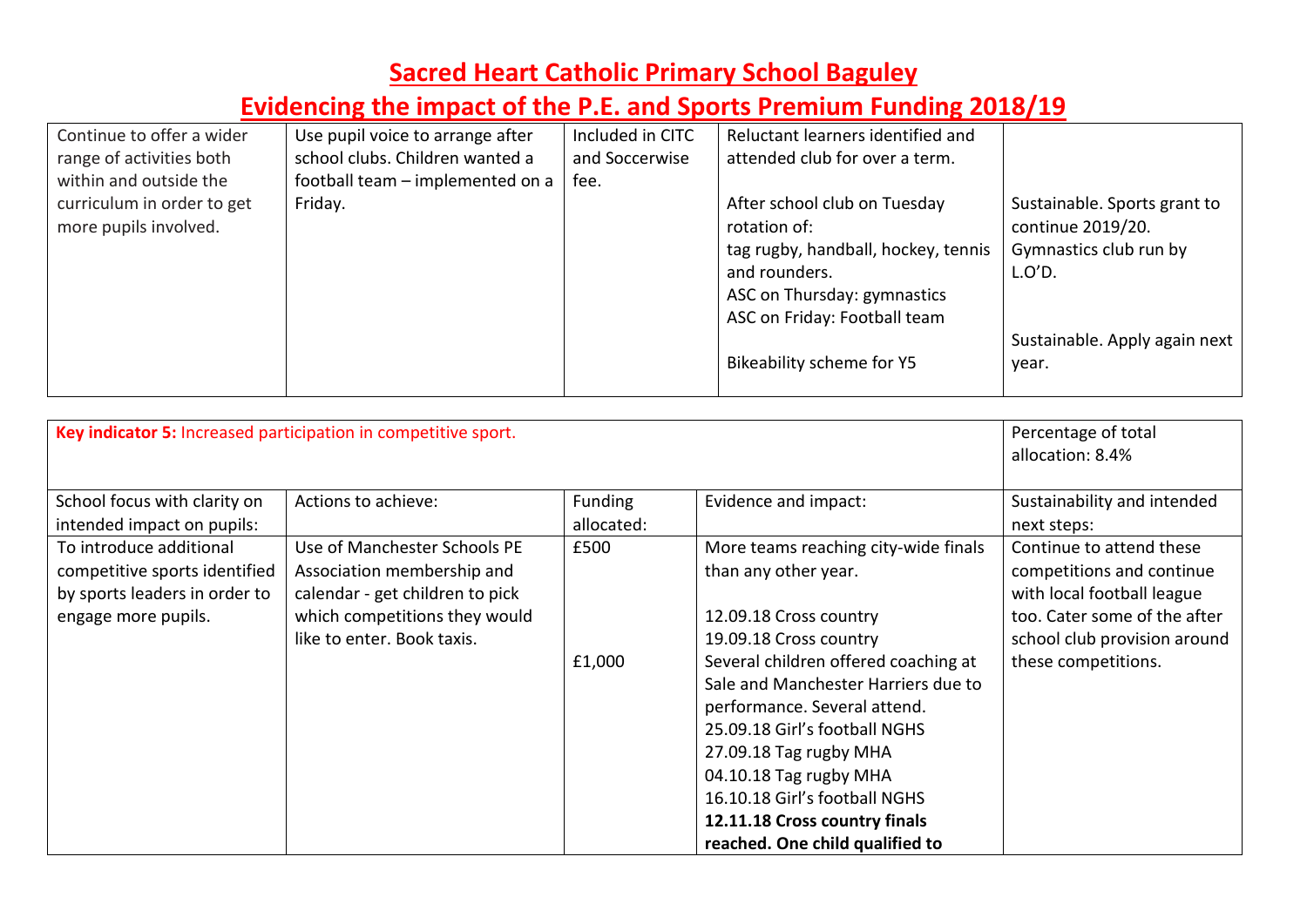# Sacred Heart Catholic Primary School Baguley

## Evidencing the impact of the P.E. and Sports Premium Funding 2018/19

| | | | | |
|---|---|---|---|---|
| Continue to offer a wider range of activities both within and outside the curriculum in order to get more pupils involved. | Use pupil voice to arrange after school clubs. Children wanted a football team – implemented on a Friday. | Included in CITC and Soccerwise fee. | Reluctant learners identified and attended club for over a term.<br><br>After school club on Tuesday rotation of:<br>tag rugby, handball, hockey, tennis and rounders.<br>ASC on Thursday: gymnastics<br>ASC on Friday: Football team<br><br>Bikeability scheme for Y5 | Sustainable. Sports grant to continue 2019/20. Gymnastics club run by L.O'D.<br><br>Sustainable. Apply again next year. |

| **Key indicator 5:** Increased participation in competitive sport. | | | | Percentage of total allocation: 8.4% |
|---|---|---|---|---|
| School focus with clarity on intended impact on pupils: | Actions to achieve: | Funding allocated: | Evidence and impact: | Sustainability and intended next steps: |
| To introduce additional competitive sports identified by sports leaders in order to engage more pupils. | Use of Manchester Schools PE Association membership and calendar - get children to pick which competitions they would like to enter. Book taxis. | £500<br><br><br><br>£1,000 | More teams reaching city-wide finals than any other year.<br><br>12.09.18 Cross country<br>19.09.18 Cross country<br>Several children offered coaching at Sale and Manchester Harriers due to performance. Several attend.<br>25.09.18 Girl's football NGHS<br>27.09.18 Tag rugby MHA<br>04.10.18 Tag rugby MHA<br>16.10.18 Girl's football NGHS<br>**12.11.18 Cross country finals reached. One child qualified to** | Continue to attend these competitions and continue with local football league too. Cater some of the after school club provision around these competitions. |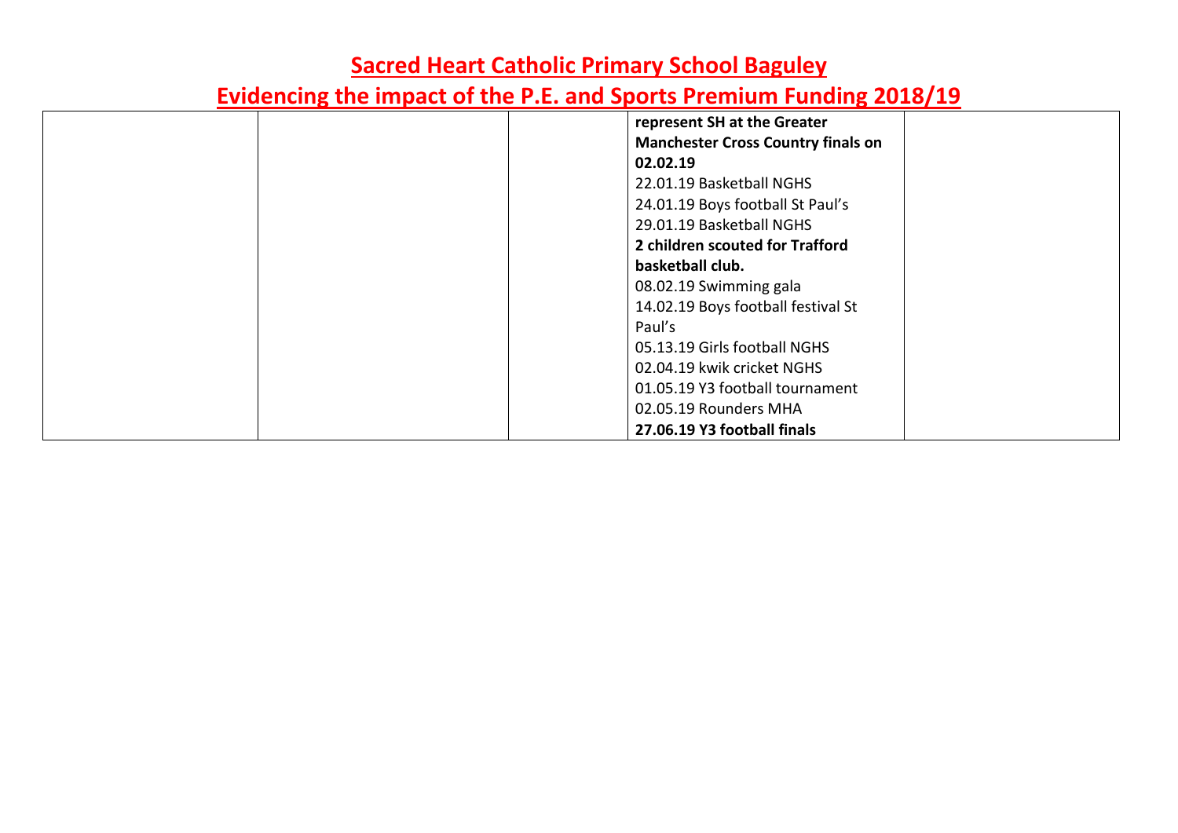# Sacred Heart Catholic Primary School Baguley

## Evidencing the impact of the P.E. and Sports Premium Funding 2018/19

| | | | | |
|---|---|---|---|---|
| | | | **represent SH at the Greater Manchester Cross Country finals on 02.02.19**<br>22.01.19 Basketball NGHS<br>24.01.19 Boys football St Paul's<br>29.01.19 Basketball NGHS<br>**2 children scouted for Trafford basketball club.**<br>08.02.19 Swimming gala<br>14.02.19 Boys football festival St Paul's<br>05.13.19 Girls football NGHS<br>02.04.19 kwik cricket NGHS<br>01.05.19 Y3 football tournament<br>02.05.19 Rounders MHA<br>**27.06.19 Y3 football finals** | |